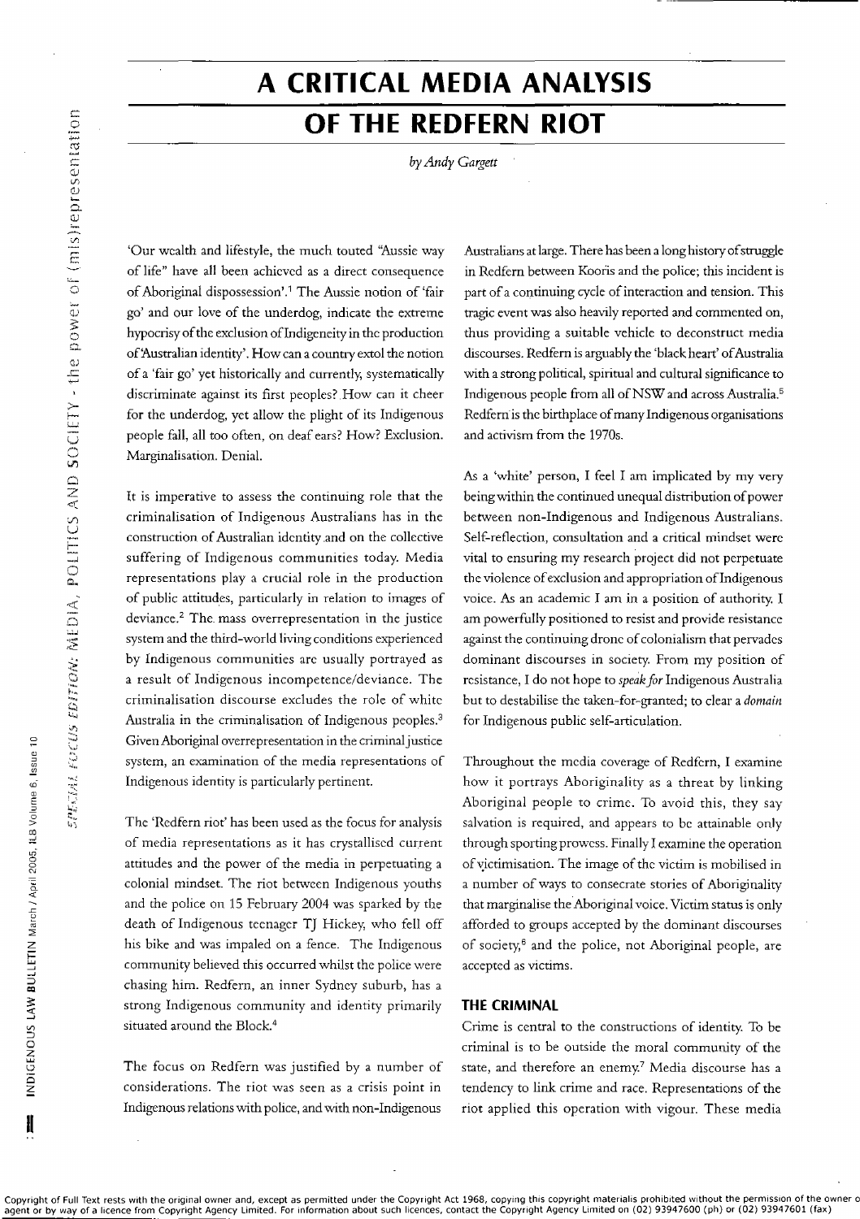# A CRITICAL MEDIA ANALYSIS OF THE REDFERN RIOT

*by Andy Gargett*

'Our wealth and lifestyle, the much touted "Aussie way of life" have all been achieved as a direct consequence of Aboriginal dispossession'.[1] The Aussie notion of 'fair go' and our love of the underdog, indicate the extreme hypocrisy of the exclusion of Indigeneity in the production of 'Australian identity'. How can a country extol the notion of a 'fair go' yet historically and currently, systematically discriminate against its first peoples? How can it cheer for the underdog, yet allow the plight of its Indigenous people fall, all too often, on deaf ears? How? Exclusion. Marginalisation. Denial.

It is imperative to assess the continuing role that the criminalisation of Indigenous Australians has in the construction of Australian identity and on the collective suffering of Indigenous communities today. Media representations play a crucial role in the production of public attitudes, particularly in relation to images of deviance.[2] The mass overrepresentation in the justice system and the third-world living conditions experienced by Indigenous communities are usually portrayed as a result of Indigenous incompetence/deviance. The criminalisation discourse excludes the role of white Australia in the criminalisation of Indigenous peoples.[3] Given Aboriginal overrepresentation in the criminal justice system, an examination of the media representations of Indigenous identity is particularly pertinent.

The 'Redfern riot' has been used as the focus for analysis of media representations as it has crystallised current attitudes and the power of the media in perpetuating a colonial mindset. The riot between Indigenous youths and the police on 15 February 2004 was sparked by the death of Indigenous teenager TJ Hickey, who fell off his bike and was impaled on a fence. The Indigenous community believed this occurred whilst the police were chasing him. Redfern, an inner Sydney suburb, has a strong Indigenous community and identity primarily situated around the Block.[4]

The focus on Redfern was justified by a number of considerations. The riot was seen as a crisis point in Indigenous relations with police, and with non-Indigenous Australians at large. There has been a long history of struggle in Redfern between Kooris and the police; this incident is part of a continuing cycle of interaction and tension. This tragic event was also heavily reported and commented on, thus providing a suitable vehicle to deconstruct media discourses. Redfern is arguably the 'black heart' of Australia with a strong political, spiritual and cultural significance to Indigenous people from all of NSW and across Australia.[5] Redfern is the birthplace of many Indigenous organisations and activism from the 1970s.

As a 'white' person, I feel I am implicated by my very being within the continued unequal distribution of power between non-Indigenous and Indigenous Australians. Self-reflection, consultation and a critical mindset were vital to ensuring my research project did not perpetuate the violence of exclusion and appropriation of Indigenous voice. As an academic I am in a position of authority. I am powerfully positioned to resist and provide resistance against the continuing drone of colonialism that pervades dominant discourses in society. From my position of resistance, I do not hope to *speak for* Indigenous Australia but to destabilise the taken-for-granted; to clear a *domain* for Indigenous public self-articulation.

Throughout the media coverage of Redfern, I examine how it portrays Aboriginality as a threat by linking Aboriginal people to crime. To avoid this, they say salvation is required, and appears to be attainable only through sporting prowess. Finally I examine the operation of victimisation. The image of the victim is mobilised in a number of ways to consecrate stories of Aboriginality that marginalise the Aboriginal voice. Victim status is only afforded to groups accepted by the dominant discourses of society,[6] and the police, not Aboriginal people, are accepted as victims.

## THE CRIMINAL

Crime is central to the constructions of identity. To be criminal is to be outside the moral community of the state, and therefore an enemy.[7] Media discourse has a tendency to link crime and race. Representations of the riot applied this operation with vigour. These media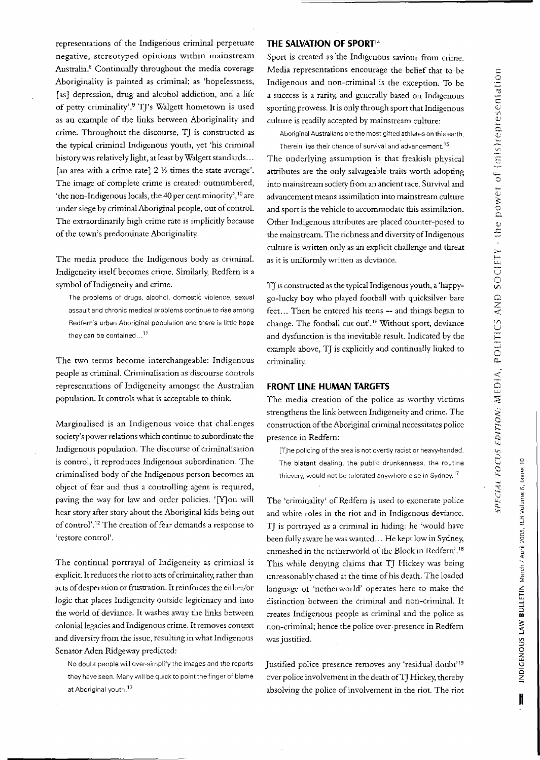representations of the Indigenous criminal perpetuate negative, stereotyped opinions within mainstream Australia.[8] Continually throughout the media coverage Aboriginality is painted as criminal; as 'hopelessness, [as] depression, drug and alcohol addiction, and a life of petty criminality'.[9] TJ's Walgett hometown is used as an example of the links between Aboriginality and crime. Throughout the discourse, TJ is constructed as the typical criminal Indigenous youth, yet 'his criminal history was relatively light, at least by Walgett standards... [an area with a crime rate] 2 ½ times the state average'. The image of complete crime is created: outnumbered, 'the non-Indigenous locals, the 40 per cent minority',[10] are under siege by criminal Aboriginal people, out of control. The extraordinarily high crime rate is implicitly because of the town's predominate Aboriginality.

The media produce the Indigenous body as criminal. Indigeneity itself becomes crime. Similarly, Redfern is a symbol of Indigeneity and crime.

> The problems of drugs, alcohol, domestic violence, sexual assault and chronic medical problems continue to rise among Redfern's urban Aboriginal population and there is little hope they can be contained...[11]

The two terms become interchangeable: Indigenous people as criminal. Criminalisation as discourse controls representations of Indigeneity amongst the Australian population. It controls what is acceptable to think.

Marginalised is an Indigenous voice that challenges society's power relations which continue to subordinate the Indigenous population. The discourse of criminalisation is control, it reproduces Indigenous subordination. The criminalised body of the Indigenous person becomes an object of fear and thus a controlling agent is required, paving the way for law and order policies. '[Y]ou will hear story after story about the Aboriginal kids being out of control'.[12] The creation of fear demands a response to 'restore control'.

The continual portrayal of Indigeneity as criminal is explicit. It reduces the riot to acts of criminality, rather than acts of desperation or frustration. It reinforces the either/or logic that places Indigeneity outside legitimacy and into the world of deviance. It washes away the links between colonial legacies and Indigenous crime. It removes context and diversity from the issue, resulting in what Indigenous Senator Aden Ridgeway predicted:

> No doubt people will over-simplify the images and the reports they have seen. Many will be quick to point the finger of blame at Aboriginal youth.[13]

## THE SALVATION OF SPORT[14]

Sport is created as the Indigenous saviour from crime. Media representations encourage the belief that to be Indigenous and non-criminal is the exception. To be a success is a rarity, and generally based on Indigenous sporting prowess. It is only through sport that Indigenous culture is readily accepted by mainstream culture:

> Aboriginal Australians are the most gifted athletes on this earth. Therein lies their chance of survival and advancement.[15]

The underlying assumption is that freakish physical attributes are the only salvageable traits worth adopting into mainstream society from an ancient race. Survival and advancement means assimilation into mainstream culture and sport is the vehicle to accommodate this assimilation. Other Indigenous attributes are placed counter-posed to the mainstream. The richness and diversity of Indigenous culture is written only as an explicit challenge and threat as it is uniformly written as deviance.

TJ is constructed as the typical Indigenous youth, a 'happy-go-lucky boy who played football with quicksilver bare feet... Then he entered his teens -- and things began to change. The football cut out'.[16] Without sport, deviance and dysfunction is the inevitable result. Indicated by the example above, TJ is explicitly and continually linked to criminality.

## FRONT LINE HUMAN TARGETS

The media creation of the police as worthy victims strengthens the link between Indigeneity and crime. The construction of the Aboriginal criminal necessitates police presence in Redfern:

> [T]he policing of the area is not overtly racist or heavy-handed. The blatant dealing, the public drunkenness, the routine thievery, would not be tolerated anywhere else in Sydney.[17]

The 'criminality' of Redfern is used to exonerate police and white roles in the riot and in Indigenous deviance. TJ is portrayed as a criminal in hiding: he 'would have been fully aware he was wanted... He kept low in Sydney, enmeshed in the netherworld of the Block in Redfern'.[18] This while denying claims that TJ Hickey was being unreasonably chased at the time of his death. The loaded language of 'netherworld' operates here to make the distinction between the criminal and non-criminal. It creates Indigenous people as criminal and the police as non-criminal; hence the police over-presence in Redfern was justified.

Justified police presence removes any 'residual doubt'[19] over police involvement in the death of TJ Hickey, thereby absolving the police of involvement in the riot. The riot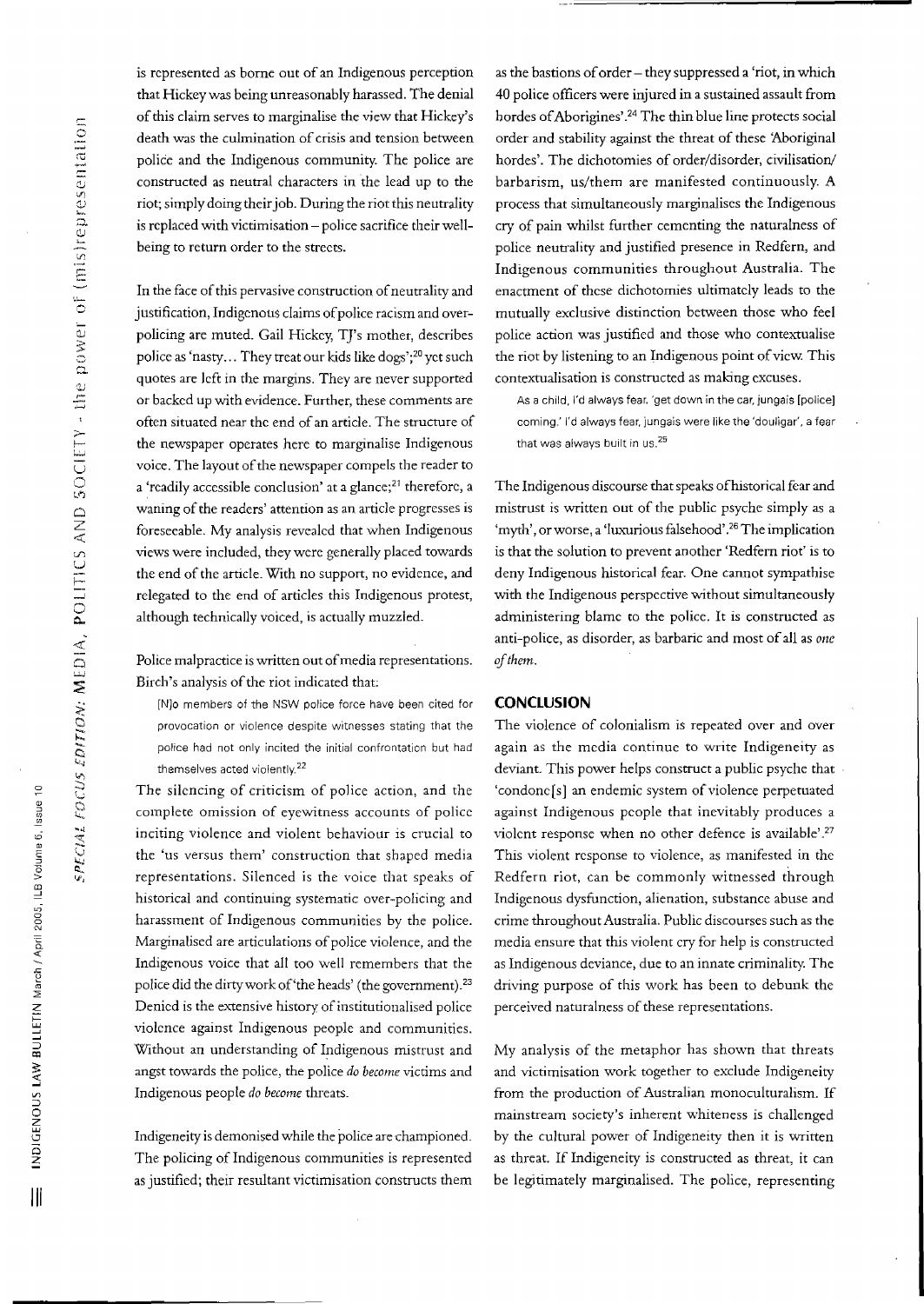is represented as borne out of an Indigenous perception that Hickey was being unreasonably harassed. The denial of this claim serves to marginalise the view that Hickey's death was the culmination of crisis and tension between police and the Indigenous community. The police are constructed as neutral characters in the lead up to the riot; simply doing their job. During the riot this neutrality is replaced with victimisation – police sacrifice their well-being to return order to the streets.

In the face of this pervasive construction of neutrality and justification, Indigenous claims of police racism and over-policing are muted. Gail Hickey, TJ's mother, describes police as 'nasty... They treat our kids like dogs';[20] yet such quotes are left in the margins. They are never supported or backed up with evidence. Further, these comments are often situated near the end of an article. The structure of the newspaper operates here to marginalise Indigenous voice. The layout of the newspaper compels the reader to a 'readily accessible conclusion' at a glance;[21] therefore, a waning of the readers' attention as an article progresses is foreseeable. My analysis revealed that when Indigenous views were included, they were generally placed towards the end of the article. With no support, no evidence, and relegated to the end of articles this Indigenous protest, although technically voiced, is actually muzzled.

Police malpractice is written out of media representations. Birch's analysis of the riot indicated that:

> [N]o members of the NSW police force have been cited for provocation or violence despite witnesses stating that the police had not only incited the initial confrontation but had themselves acted violently.[22]

The silencing of criticism of police action, and the complete omission of eyewitness accounts of police inciting violence and violent behaviour is crucial to the 'us versus them' construction that shaped media representations. Silenced is the voice that speaks of historical and continuing systematic over-policing and harassment of Indigenous communities by the police. Marginalised are articulations of police violence, and the Indigenous voice that all too well remembers that the police did the dirty work of 'the heads' (the government).[23] Denied is the extensive history of institutionalised police violence against Indigenous people and communities. Without an understanding of Indigenous mistrust and angst towards the police, the police *do become* victims and Indigenous people *do become* threats.

Indigeneity is demonised while the police are championed. The policing of Indigenous communities is represented as justified; their resultant victimisation constructs them as the bastions of order – they suppressed a 'riot, in which 40 police officers were injured in a sustained assault from hordes of Aborigines'.[24] The thin blue line protects social order and stability against the threat of these 'Aboriginal hordes'. The dichotomies of order/disorder, civilisation/barbarism, us/them are manifested continuously. A process that simultaneously marginalises the Indigenous cry of pain whilst further cementing the naturalness of police neutrality and justified presence in Redfern, and Indigenous communities throughout Australia. The enactment of these dichotomies ultimately leads to the mutually exclusive distinction between those who feel police action was justified and those who contextualise the riot by listening to an Indigenous point of view. This contextualisation is constructed as making excuses.

> As a child, I'd always fear, 'get down in the car, jungais [police] coming.' I'd always fear, jungais were like the 'douligar', a fear that was always built in us.[25]

The Indigenous discourse that speaks of historical fear and mistrust is written out of the public psyche simply as a 'myth', or worse, a 'luxurious falsehood'.[26] The implication is that the solution to prevent another 'Redfern riot' is to deny Indigenous historical fear. One cannot sympathise with the Indigenous perspective without simultaneously administering blame to the police. It is constructed as anti-police, as disorder, as barbaric and most of all as *one of them*.

## CONCLUSION

The violence of colonialism is repeated over and over again as the media continue to write Indigeneity as deviant. This power helps construct a public psyche that 'condone[s] an endemic system of violence perpetuated against Indigenous people that inevitably produces a violent response when no other defence is available'.[27] This violent response to violence, as manifested in the Redfern riot, can be commonly witnessed through Indigenous dysfunction, alienation, substance abuse and crime throughout Australia. Public discourses such as the media ensure that this violent cry for help is constructed as Indigenous deviance, due to an innate criminality. The driving purpose of this work has been to debunk the perceived naturalness of these representations.

My analysis of the metaphor has shown that threats and victimisation work together to exclude Indigeneity from the production of Australian monoculturalism. If mainstream society's inherent whiteness is challenged by the cultural power of Indigeneity then it is written as threat. If Indigeneity is constructed as threat, it can be legitimately marginalised. The police, representing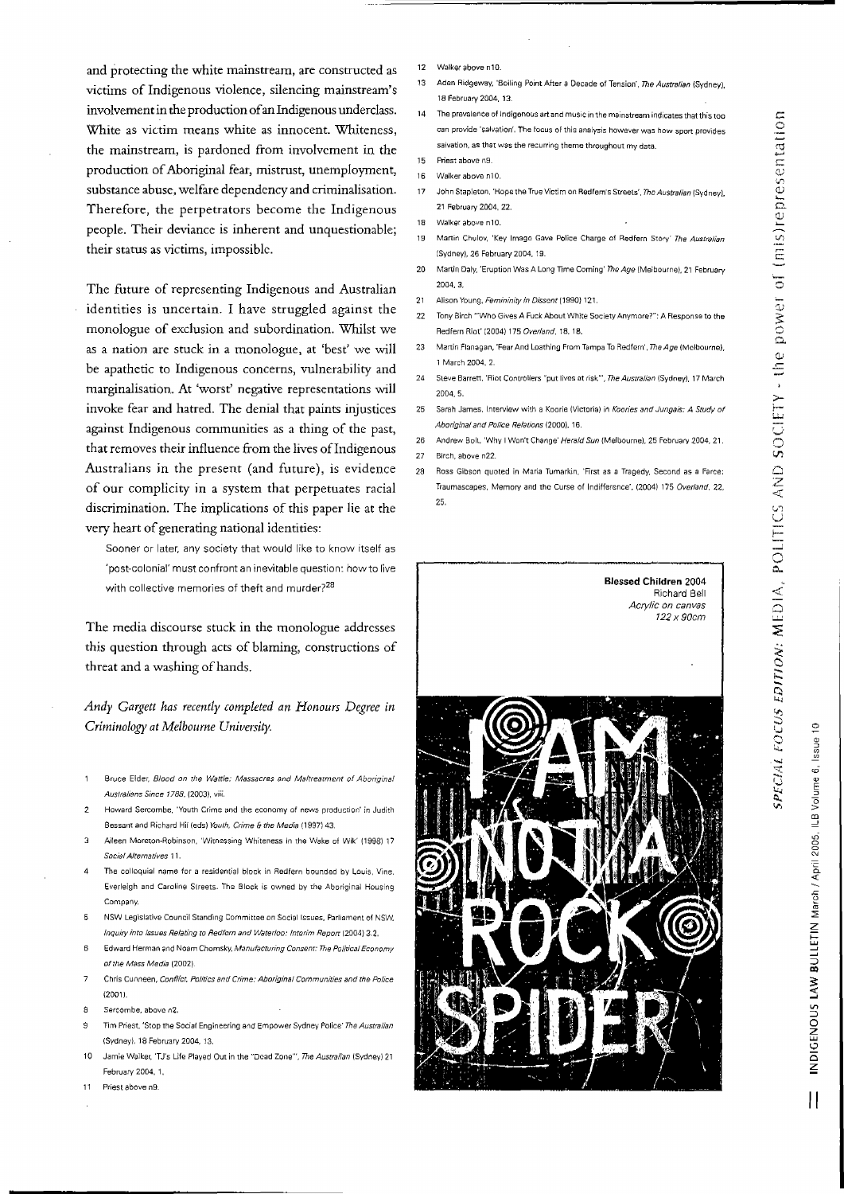and protecting the white mainstream, are constructed as victims of Indigenous violence, silencing mainstream's involvement in the production of an Indigenous underclass. White as victim means white as innocent. Whiteness, the mainstream, is pardoned from involvement in the production of Aboriginal fear, mistrust, unemployment, substance abuse, welfare dependency and criminalisation. Therefore, the perpetrators become the Indigenous people. Their deviance is inherent and unquestionable; their status as victims, impossible.

The future of representing Indigenous and Australian identities is uncertain. I have struggled against the monologue of exclusion and subordination. Whilst we as a nation are stuck in a monologue, at 'best' we will be apathetic to Indigenous concerns, vulnerability and marginalisation. At 'worst' negative representations will invoke fear and hatred. The denial that paints injustices against Indigenous communities as a thing of the past, that removes their influence from the lives of Indigenous Australians in the present (and future), is evidence of our complicity in a system that perpetuates racial discrimination. The implications of this paper lie at the very heart of generating national identities:

> Sooner or later, any society that would like to know itself as 'post-colonial' must confront an inevitable question: how to live with collective memories of theft and murder?[28]

The media discourse stuck in the monologue addresses this question through acts of blaming, constructions of threat and a washing of hands.

*Andy Gargett has recently completed an Honours Degree in Criminology at Melbourne University.*

1. Bruce Elder, *Blood on the Wattle: Massacres and Maltreatment of Aboriginal Australians Since 1788*, (2003), viii.
2. Howard Sercombe, 'Youth Crime and the economy of news production' in Judith Bessant and Richard Hil (eds) *Youth, Crime & the Media* (1997) 43.
3. Aileen Moreton-Robinson, 'Witnessing Whiteness in the Wake of Wik' (1998) 17 *Social Alternatives* 11.
4. The colloquial name for a residential block in Redfern bounded by Louis, Vine, Everleigh and Caroline Streets. The Block is owned by the Aboriginal Housing Company.
5. NSW Legislative Council Standing Committee on Social Issues, Parliament of NSW, *Inquiry into Issues Relating to Redfern and Waterloo: Interim Report* (2004) 3.2.
6. Edward Herman and Noam Chomsky, *Manufacturing Consent: The Political Economy of the Mass Media* (2002).
7. Chris Cunneen, *Conflict, Politics and Crime: Aboriginal Communities and the Police* (2001).
8. Sercombe, above n2.
9. Tim Priest, 'Stop the Social Engineering and Empower Sydney Police' *The Australian* (Sydney), 18 February 2004, 13.
10. Jamie Walker, 'TJ's Life Played Out in the "Dead Zone"', *The Australian* (Sydney) 21 February 2004, 1.
11. Priest above n9.
12. Walker above n10.
13. Aden Ridgeway, 'Boiling Point After a Decade of Tension', *The Australian* (Sydney), 18 February 2004, 13.
14. The prevalence of Indigenous art and music in the mainstream indicates that this too can provide 'salvation'. The focus of this analysis however was how sport provides salvation, as that was the recurring theme throughout my data.
15. Priest above n9.
16. Walker above n10.
17. John Stapleton, 'Hope the True Victim on Redfern's Streets', *The Australian* (Sydney), 21 February 2004, 22.
18. Walker above n10.
19. Martin Chulov, 'Key Image Gave Police Charge of Redfern Story' *The Australian* (Sydney), 26 February 2004, 19.
20. Martin Daly, 'Eruption Was A Long Time Coming' *The Age* (Melbourne), 21 February 2004, 3.
21. Alison Young, *Femininity in Dissent* (1990) 121.
22. Tony Birch '"Who Gives A Fuck About White Society Anymore?": A Response to the Redfern Riot' (2004) 175 *Overland*, 18, 18.
23. Martin Flanagan, 'Fear And Loathing From Tampa To Redfern', *The Age* (Melbourne), 1 March 2004, 2.
24. Steve Barrett, 'Riot Controllers "put lives at risk"', *The Australian* (Sydney), 17 March 2004, 5.
25. Sarah James, Interview with a Koorie (Victoria) in *Koories and Jungais: A Study of Aboriginal and Police Relations* (2000), 16.
26. Andrew Bolt, 'Why I Won't Change' *Herald Sun* (Melbourne), 25 February 2004, 21.
27. Birch, above n22.
28. Ross Gibson quoted in Maria Tumarkin, 'First as a Tragedy, Second as a Farce: Traumascapes, Memory and the Curse of Indifference', (2004) 175 *Overland*, 22, 25.

**Blessed Children** 2004
Richard Bell
*Acrylic on canvas*
*122 x 90cm*